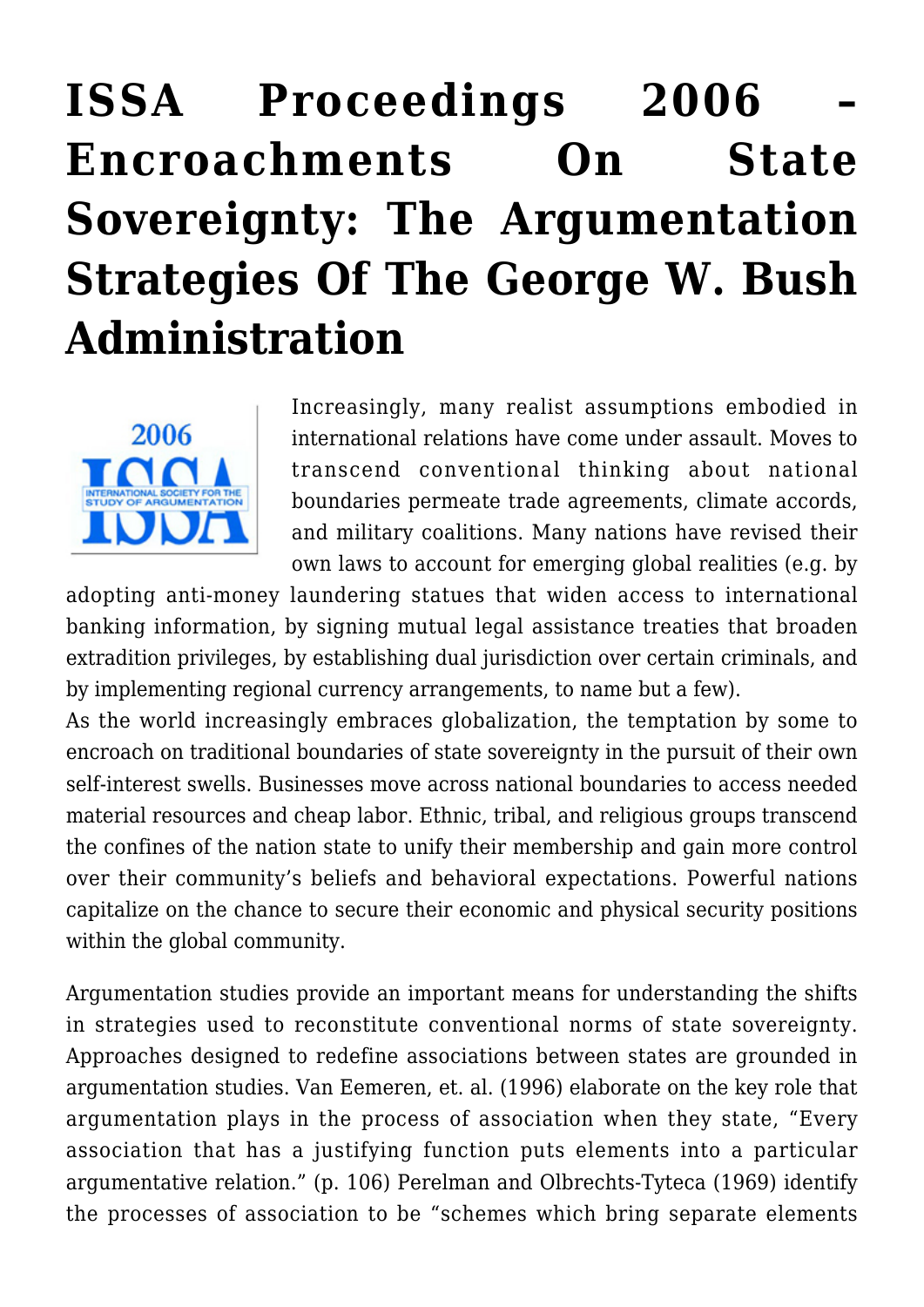# ISSA Proceedings 2006 – Encroachments On State Sovereignty: The Argumentation Strategies Of The George W. Bush Administration

Increasingly, many realist assumptions embodied in international relations have come under assault. Moves to transcend conventional thinking about national boundaries permeate trade agreements, climate accords, and military coalitions. Many nations have revised their own laws to account for emerging global realities (e.g. by adopting anti-money laundering statues that widen access to international banking information, by signing mutual legal assistance treaties that broaden extradition privileges, by establishing dual jurisdiction over certain criminals, and by implementing regional currency arrangements, to name but a few).

As the world increasingly embraces globalization, the temptation by some to encroach on traditional boundaries of state sovereignty in the pursuit of their own self-interest swells. Businesses move across national boundaries to access needed material resources and cheap labor. Ethnic, tribal, and religious groups transcend the confines of the nation state to unify their membership and gain more control over their community's beliefs and behavioral expectations. Powerful nations capitalize on the chance to secure their economic and physical security positions within the global community.

Argumentation studies provide an important means for understanding the shifts in strategies used to reconstitute conventional norms of state sovereignty. Approaches designed to redefine associations between states are grounded in argumentation studies. Van Eemeren, et. al. (1996) elaborate on the key role that argumentation plays in the process of association when they state, "Every association that has a justifying function puts elements into a particular argumentative relation." (p. 106) Perelman and Olbrechts-Tyteca (1969) identify the processes of association to be "schemes which bring separate elements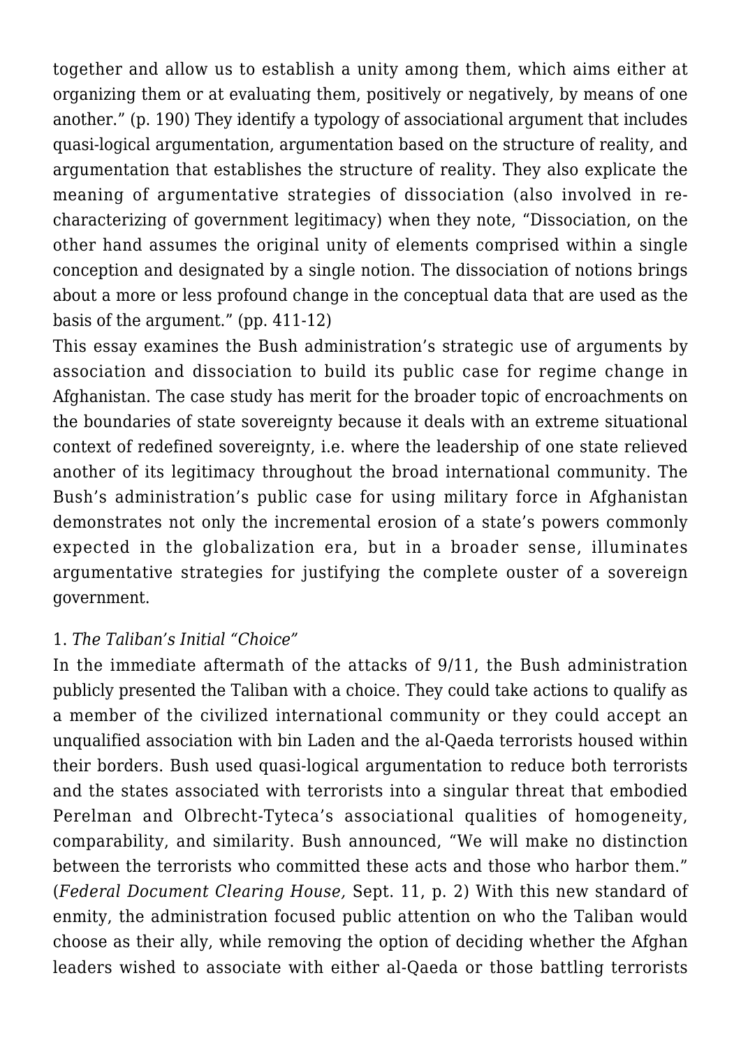together and allow us to establish a unity among them, which aims either at organizing them or at evaluating them, positively or negatively, by means of one another." (p. 190) They identify a typology of associational argument that includes quasi-logical argumentation, argumentation based on the structure of reality, and argumentation that establishes the structure of reality. They also explicate the meaning of argumentative strategies of dissociation (also involved in re-characterizing of government legitimacy) when they note, "Dissociation, on the other hand assumes the original unity of elements comprised within a single conception and designated by a single notion. The dissociation of notions brings about a more or less profound change in the conceptual data that are used as the basis of the argument." (pp. 411-12)

This essay examines the Bush administration's strategic use of arguments by association and dissociation to build its public case for regime change in Afghanistan. The case study has merit for the broader topic of encroachments on the boundaries of state sovereignty because it deals with an extreme situational context of redefined sovereignty, i.e. where the leadership of one state relieved another of its legitimacy throughout the broad international community. The Bush's administration's public case for using military force in Afghanistan demonstrates not only the incremental erosion of a state's powers commonly expected in the globalization era, but in a broader sense, illuminates argumentative strategies for justifying the complete ouster of a sovereign government.

1. *The Taliban's Initial "Choice"*

In the immediate aftermath of the attacks of 9/11, the Bush administration publicly presented the Taliban with a choice. They could take actions to qualify as a member of the civilized international community or they could accept an unqualified association with bin Laden and the al-Qaeda terrorists housed within their borders. Bush used quasi-logical argumentation to reduce both terrorists and the states associated with terrorists into a singular threat that embodied Perelman and Olbrecht-Tyteca's associational qualities of homogeneity, comparability, and similarity. Bush announced, "We will make no distinction between the terrorists who committed these acts and those who harbor them." (*Federal Document Clearing House,* Sept. 11, p. 2) With this new standard of enmity, the administration focused public attention on who the Taliban would choose as their ally, while removing the option of deciding whether the Afghan leaders wished to associate with either al-Qaeda or those battling terrorists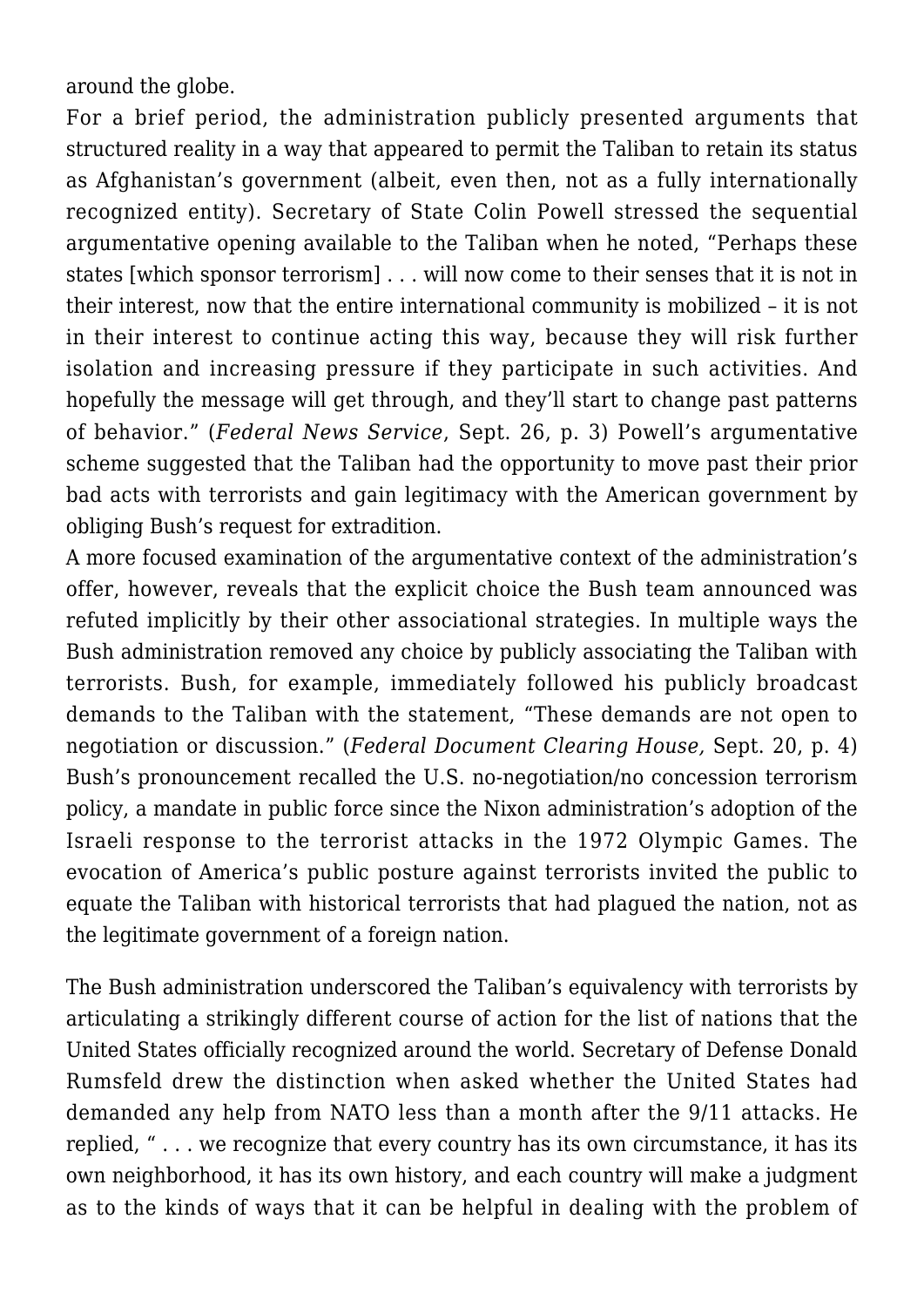around the globe.

For a brief period, the administration publicly presented arguments that structured reality in a way that appeared to permit the Taliban to retain its status as Afghanistan's government (albeit, even then, not as a fully internationally recognized entity). Secretary of State Colin Powell stressed the sequential argumentative opening available to the Taliban when he noted, "Perhaps these states [which sponsor terrorism] . . . will now come to their senses that it is not in their interest, now that the entire international community is mobilized – it is not in their interest to continue acting this way, because they will risk further isolation and increasing pressure if they participate in such activities. And hopefully the message will get through, and they'll start to change past patterns of behavior." (*Federal News Service*, Sept. 26, p. 3) Powell's argumentative scheme suggested that the Taliban had the opportunity to move past their prior bad acts with terrorists and gain legitimacy with the American government by obliging Bush's request for extradition.

A more focused examination of the argumentative context of the administration's offer, however, reveals that the explicit choice the Bush team announced was refuted implicitly by their other associational strategies. In multiple ways the Bush administration removed any choice by publicly associating the Taliban with terrorists. Bush, for example, immediately followed his publicly broadcast demands to the Taliban with the statement, "These demands are not open to negotiation or discussion." (*Federal Document Clearing House,* Sept. 20, p. 4) Bush's pronouncement recalled the U.S. no-negotiation/no concession terrorism policy, a mandate in public force since the Nixon administration's adoption of the Israeli response to the terrorist attacks in the 1972 Olympic Games. The evocation of America's public posture against terrorists invited the public to equate the Taliban with historical terrorists that had plagued the nation, not as the legitimate government of a foreign nation.

The Bush administration underscored the Taliban's equivalency with terrorists by articulating a strikingly different course of action for the list of nations that the United States officially recognized around the world. Secretary of Defense Donald Rumsfeld drew the distinction when asked whether the United States had demanded any help from NATO less than a month after the 9/11 attacks. He replied, " . . . we recognize that every country has its own circumstance, it has its own neighborhood, it has its own history, and each country will make a judgment as to the kinds of ways that it can be helpful in dealing with the problem of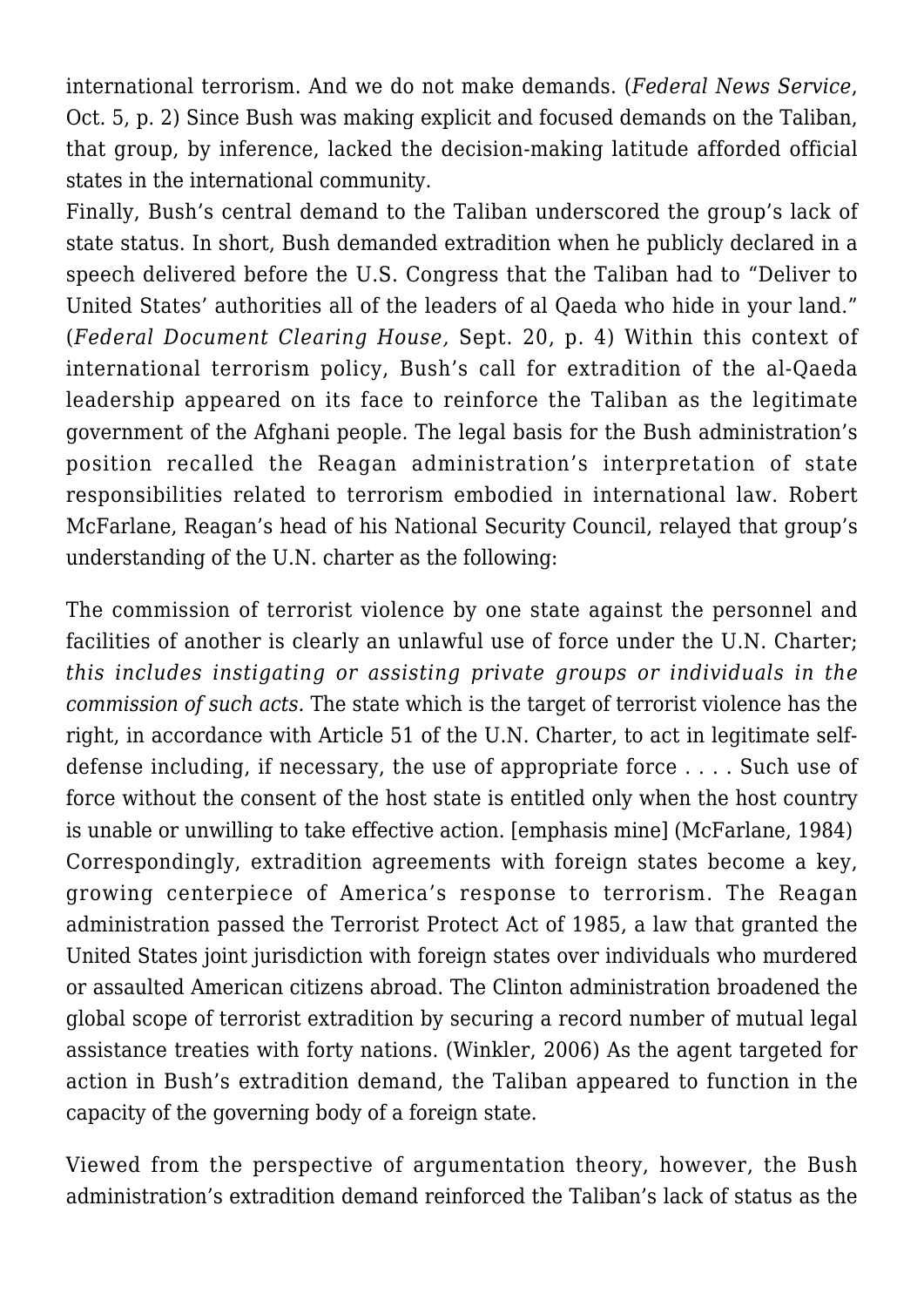international terrorism. And we do not make demands. (*Federal News Service*, Oct. 5, p. 2) Since Bush was making explicit and focused demands on the Taliban, that group, by inference, lacked the decision-making latitude afforded official states in the international community.

Finally, Bush's central demand to the Taliban underscored the group's lack of state status. In short, Bush demanded extradition when he publicly declared in a speech delivered before the U.S. Congress that the Taliban had to "Deliver to United States' authorities all of the leaders of al Qaeda who hide in your land." (*Federal Document Clearing House,* Sept. 20, p. 4) Within this context of international terrorism policy, Bush's call for extradition of the al-Qaeda leadership appeared on its face to reinforce the Taliban as the legitimate government of the Afghani people. The legal basis for the Bush administration's position recalled the Reagan administration's interpretation of state responsibilities related to terrorism embodied in international law. Robert McFarlane, Reagan's head of his National Security Council, relayed that group's understanding of the U.N. charter as the following:

The commission of terrorist violence by one state against the personnel and facilities of another is clearly an unlawful use of force under the U.N. Charter; *this includes instigating or assisting private groups or individuals in the commission of such acts.* The state which is the target of terrorist violence has the right, in accordance with Article 51 of the U.N. Charter, to act in legitimate self-defense including, if necessary, the use of appropriate force . . . . Such use of force without the consent of the host state is entitled only when the host country is unable or unwilling to take effective action. [emphasis mine] (McFarlane, 1984)

Correspondingly, extradition agreements with foreign states become a key, growing centerpiece of America's response to terrorism. The Reagan administration passed the Terrorist Protect Act of 1985, a law that granted the United States joint jurisdiction with foreign states over individuals who murdered or assaulted American citizens abroad. The Clinton administration broadened the global scope of terrorist extradition by securing a record number of mutual legal assistance treaties with forty nations. (Winkler, 2006) As the agent targeted for action in Bush's extradition demand, the Taliban appeared to function in the capacity of the governing body of a foreign state.

Viewed from the perspective of argumentation theory, however, the Bush administration's extradition demand reinforced the Taliban's lack of status as the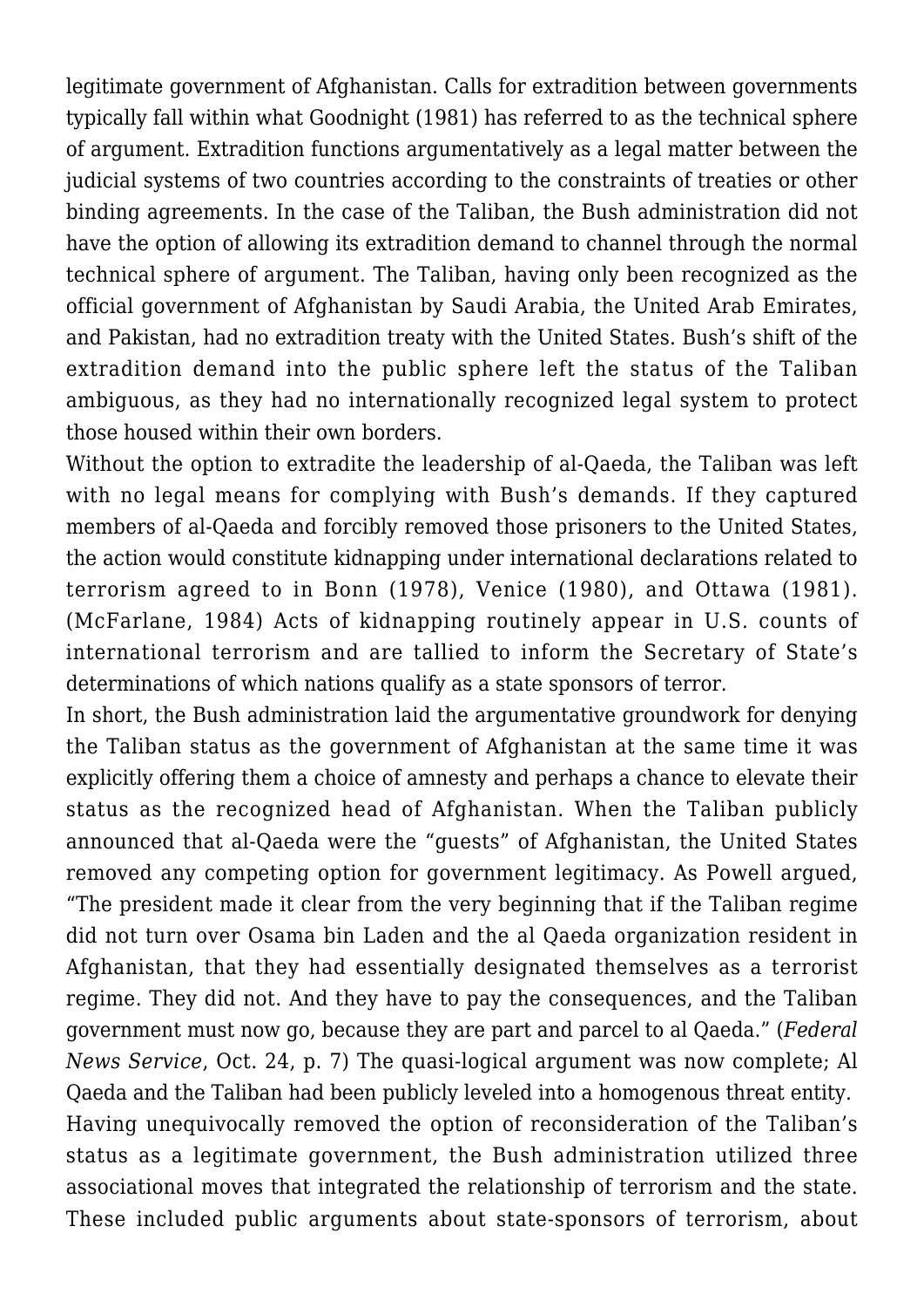legitimate government of Afghanistan. Calls for extradition between governments typically fall within what Goodnight (1981) has referred to as the technical sphere of argument. Extradition functions argumentatively as a legal matter between the judicial systems of two countries according to the constraints of treaties or other binding agreements. In the case of the Taliban, the Bush administration did not have the option of allowing its extradition demand to channel through the normal technical sphere of argument. The Taliban, having only been recognized as the official government of Afghanistan by Saudi Arabia, the United Arab Emirates, and Pakistan, had no extradition treaty with the United States. Bush's shift of the extradition demand into the public sphere left the status of the Taliban ambiguous, as they had no internationally recognized legal system to protect those housed within their own borders.

Without the option to extradite the leadership of al-Qaeda, the Taliban was left with no legal means for complying with Bush's demands. If they captured members of al-Qaeda and forcibly removed those prisoners to the United States, the action would constitute kidnapping under international declarations related to terrorism agreed to in Bonn (1978), Venice (1980), and Ottawa (1981). (McFarlane, 1984) Acts of kidnapping routinely appear in U.S. counts of international terrorism and are tallied to inform the Secretary of State's determinations of which nations qualify as a state sponsors of terror.

In short, the Bush administration laid the argumentative groundwork for denying the Taliban status as the government of Afghanistan at the same time it was explicitly offering them a choice of amnesty and perhaps a chance to elevate their status as the recognized head of Afghanistan. When the Taliban publicly announced that al-Qaeda were the "guests" of Afghanistan, the United States removed any competing option for government legitimacy. As Powell argued, "The president made it clear from the very beginning that if the Taliban regime did not turn over Osama bin Laden and the al Qaeda organization resident in Afghanistan, that they had essentially designated themselves as a terrorist regime. They did not. And they have to pay the consequences, and the Taliban government must now go, because they are part and parcel to al Qaeda." (*Federal News Service*, Oct. 24, p. 7) The quasi-logical argument was now complete; Al Qaeda and the Taliban had been publicly leveled into a homogenous threat entity.

Having unequivocally removed the option of reconsideration of the Taliban's status as a legitimate government, the Bush administration utilized three associational moves that integrated the relationship of terrorism and the state. These included public arguments about state-sponsors of terrorism, about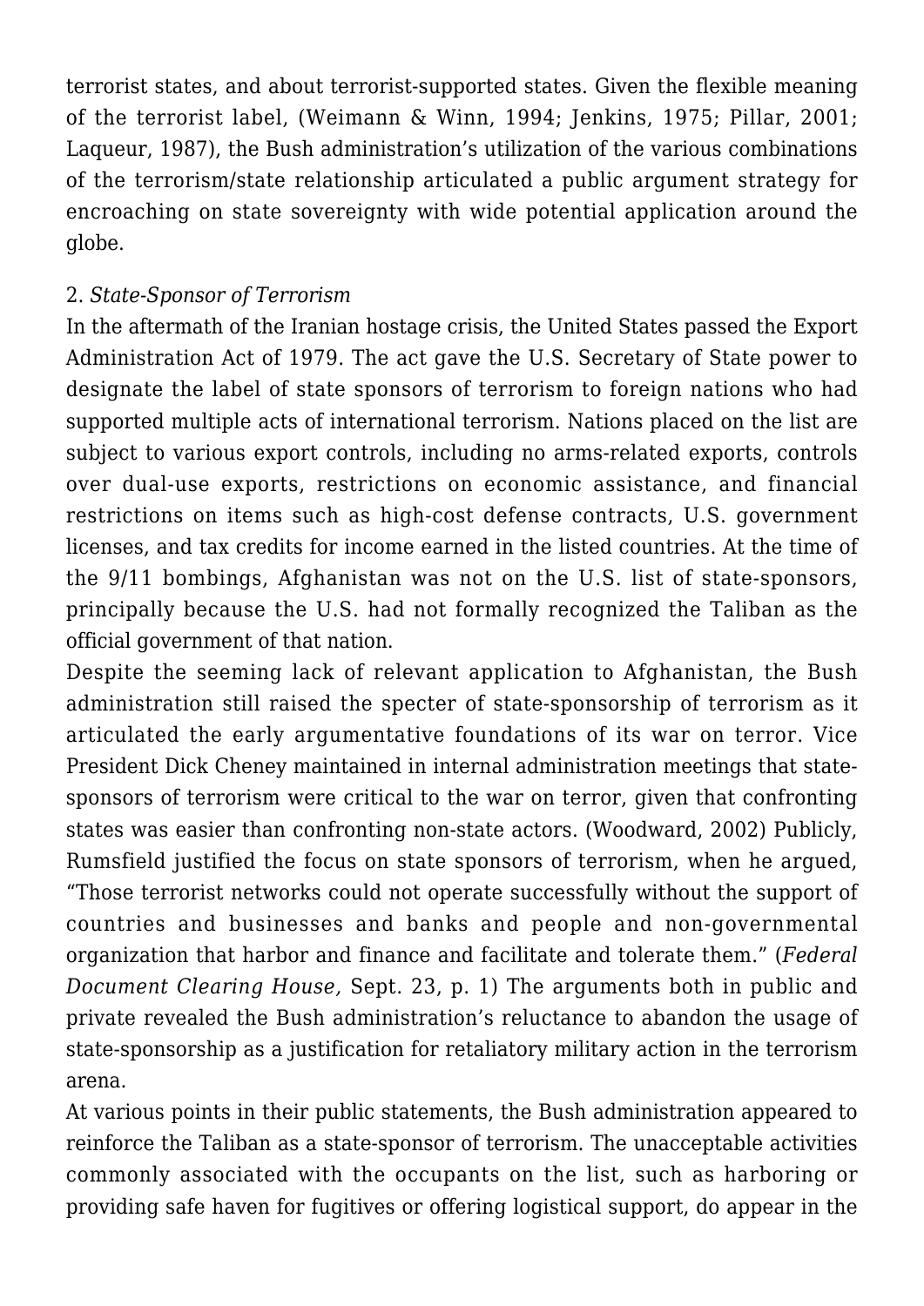terrorist states, and about terrorist-supported states. Given the flexible meaning of the terrorist label, (Weimann & Winn, 1994; Jenkins, 1975; Pillar, 2001; Laqueur, 1987), the Bush administration's utilization of the various combinations of the terrorism/state relationship articulated a public argument strategy for encroaching on state sovereignty with wide potential application around the globe.

2. *State-Sponsor of Terrorism*

In the aftermath of the Iranian hostage crisis, the United States passed the Export Administration Act of 1979. The act gave the U.S. Secretary of State power to designate the label of state sponsors of terrorism to foreign nations who had supported multiple acts of international terrorism. Nations placed on the list are subject to various export controls, including no arms-related exports, controls over dual-use exports, restrictions on economic assistance, and financial restrictions on items such as high-cost defense contracts, U.S. government licenses, and tax credits for income earned in the listed countries. At the time of the 9/11 bombings, Afghanistan was not on the U.S. list of state-sponsors, principally because the U.S. had not formally recognized the Taliban as the official government of that nation.

Despite the seeming lack of relevant application to Afghanistan, the Bush administration still raised the specter of state-sponsorship of terrorism as it articulated the early argumentative foundations of its war on terror. Vice President Dick Cheney maintained in internal administration meetings that state-sponsors of terrorism were critical to the war on terror, given that confronting states was easier than confronting non-state actors. (Woodward, 2002) Publicly, Rumsfeld justified the focus on state sponsors of terrorism, when he argued, "Those terrorist networks could not operate successfully without the support of countries and businesses and banks and people and non-governmental organization that harbor and finance and facilitate and tolerate them." (*Federal Document Clearing House,* Sept. 23, p. 1) The arguments both in public and private revealed the Bush administration's reluctance to abandon the usage of state-sponsorship as a justification for retaliatory military action in the terrorism arena.

At various points in their public statements, the Bush administration appeared to reinforce the Taliban as a state-sponsor of terrorism. The unacceptable activities commonly associated with the occupants on the list, such as harboring or providing safe haven for fugitives or offering logistical support, do appear in the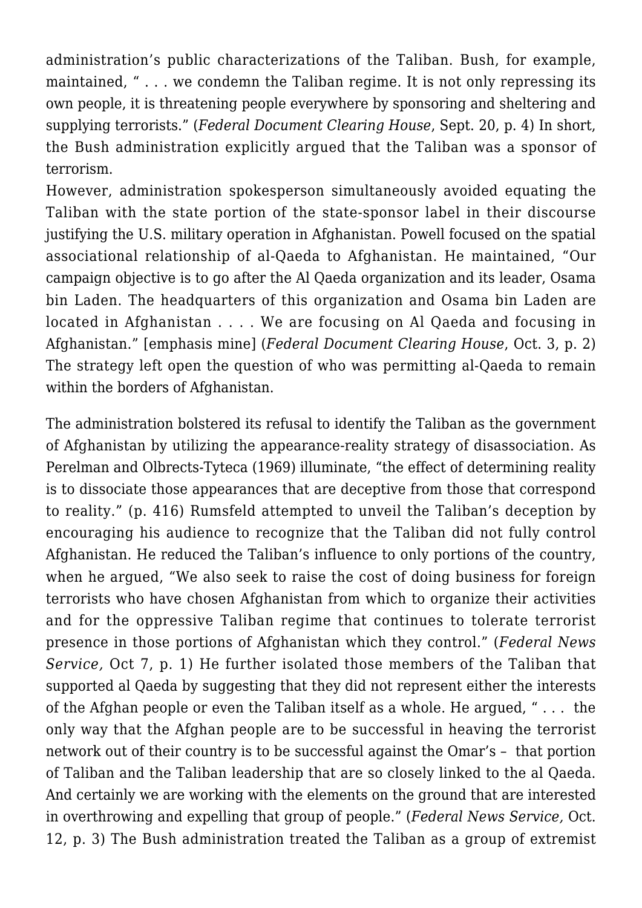administration's public characterizations of the Taliban. Bush, for example, maintained, " . . . we condemn the Taliban regime. It is not only repressing its own people, it is threatening people everywhere by sponsoring and sheltering and supplying terrorists." (*Federal Document Clearing House*, Sept. 20, p. 4) In short, the Bush administration explicitly argued that the Taliban was a sponsor of terrorism.

However, administration spokesperson simultaneously avoided equating the Taliban with the state portion of the state-sponsor label in their discourse justifying the U.S. military operation in Afghanistan. Powell focused on the spatial associational relationship of al-Qaeda to Afghanistan. He maintained, "Our campaign objective is to go after the Al Qaeda organization and its leader, Osama bin Laden. The headquarters of this organization and Osama bin Laden are located in Afghanistan . . . . We are focusing on Al Qaeda and focusing in Afghanistan." [emphasis mine] (*Federal Document Clearing House*, Oct. 3, p. 2) The strategy left open the question of who was permitting al-Qaeda to remain within the borders of Afghanistan.

The administration bolstered its refusal to identify the Taliban as the government of Afghanistan by utilizing the appearance-reality strategy of disassociation. As Perelman and Olbrects-Tyteca (1969) illuminate, "the effect of determining reality is to dissociate those appearances that are deceptive from those that correspond to reality." (p. 416) Rumsfeld attempted to unveil the Taliban's deception by encouraging his audience to recognize that the Taliban did not fully control Afghanistan. He reduced the Taliban's influence to only portions of the country, when he argued, "We also seek to raise the cost of doing business for foreign terrorists who have chosen Afghanistan from which to organize their activities and for the oppressive Taliban regime that continues to tolerate terrorist presence in those portions of Afghanistan which they control." (*Federal News Service,* Oct 7, p. 1) He further isolated those members of the Taliban that supported al Qaeda by suggesting that they did not represent either the interests of the Afghan people or even the Taliban itself as a whole. He argued, " . . . the only way that the Afghan people are to be successful in heaving the terrorist network out of their country is to be successful against the Omar's – that portion of Taliban and the Taliban leadership that are so closely linked to the al Qaeda. And certainly we are working with the elements on the ground that are interested in overthrowing and expelling that group of people." (*Federal News Service,* Oct. 12, p. 3) The Bush administration treated the Taliban as a group of extremist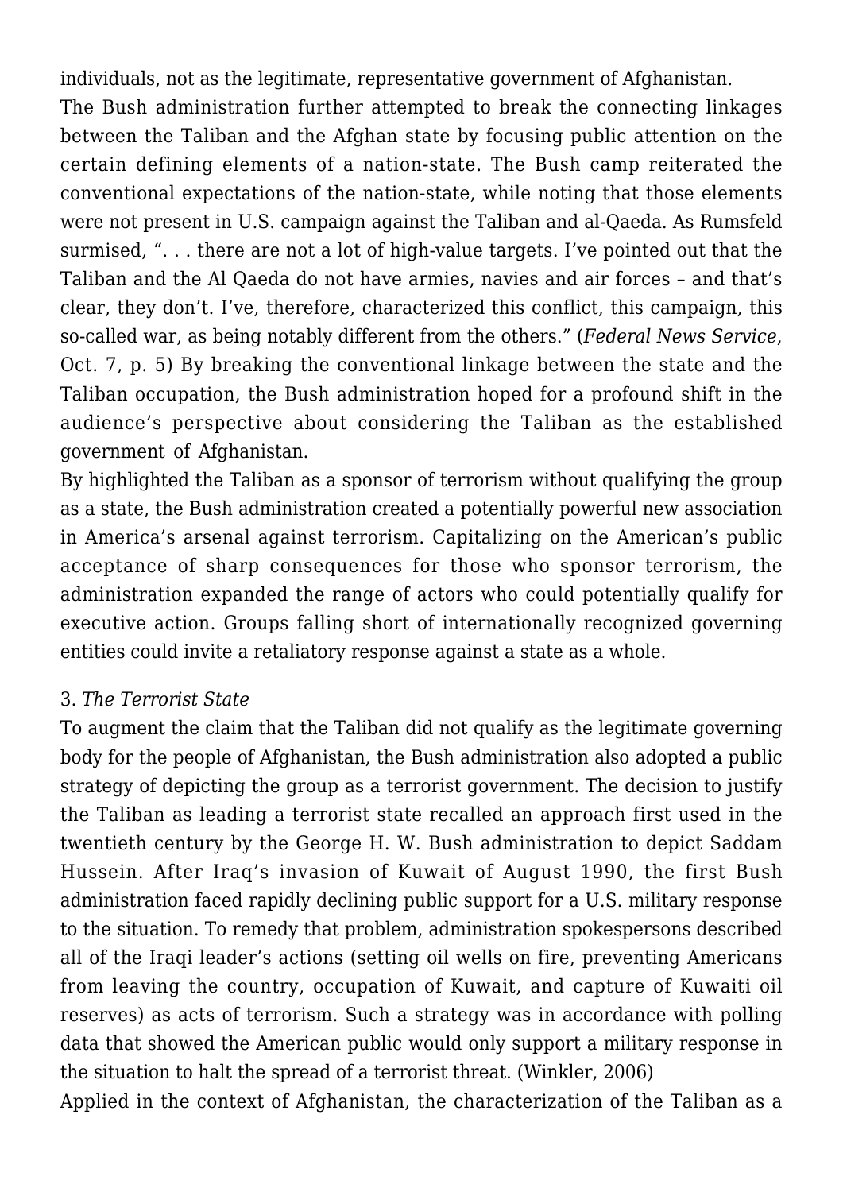individuals, not as the legitimate, representative government of Afghanistan.

The Bush administration further attempted to break the connecting linkages between the Taliban and the Afghan state by focusing public attention on the certain defining elements of a nation-state. The Bush camp reiterated the conventional expectations of the nation-state, while noting that those elements were not present in U.S. campaign against the Taliban and al-Qaeda. As Rumsfeld surmised, ". . . there are not a lot of high-value targets. I've pointed out that the Taliban and the Al Qaeda do not have armies, navies and air forces – and that's clear, they don't. I've, therefore, characterized this conflict, this campaign, this so-called war, as being notably different from the others." (*Federal News Service*, Oct. 7, p. 5) By breaking the conventional linkage between the state and the Taliban occupation, the Bush administration hoped for a profound shift in the audience's perspective about considering the Taliban as the established government of Afghanistan.

By highlighted the Taliban as a sponsor of terrorism without qualifying the group as a state, the Bush administration created a potentially powerful new association in America's arsenal against terrorism. Capitalizing on the American's public acceptance of sharp consequences for those who sponsor terrorism, the administration expanded the range of actors who could potentially qualify for executive action. Groups falling short of internationally recognized governing entities could invite a retaliatory response against a state as a whole.

### 3. *The Terrorist State*

To augment the claim that the Taliban did not qualify as the legitimate governing body for the people of Afghanistan, the Bush administration also adopted a public strategy of depicting the group as a terrorist government. The decision to justify the Taliban as leading a terrorist state recalled an approach first used in the twentieth century by the George H. W. Bush administration to depict Saddam Hussein. After Iraq's invasion of Kuwait of August 1990, the first Bush administration faced rapidly declining public support for a U.S. military response to the situation. To remedy that problem, administration spokespersons described all of the Iraqi leader's actions (setting oil wells on fire, preventing Americans from leaving the country, occupation of Kuwait, and capture of Kuwaiti oil reserves) as acts of terrorism. Such a strategy was in accordance with polling data that showed the American public would only support a military response in the situation to halt the spread of a terrorist threat. (Winkler, 2006)

Applied in the context of Afghanistan, the characterization of the Taliban as a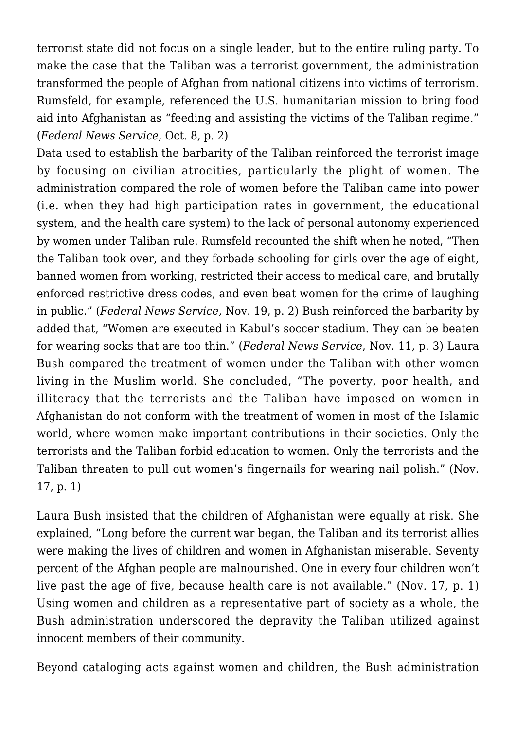terrorist state did not focus on a single leader, but to the entire ruling party. To make the case that the Taliban was a terrorist government, the administration transformed the people of Afghan from national citizens into victims of terrorism. Rumsfeld, for example, referenced the U.S. humanitarian mission to bring food aid into Afghanistan as "feeding and assisting the victims of the Taliban regime." (*Federal News Service*, Oct. 8, p. 2)

Data used to establish the barbarity of the Taliban reinforced the terrorist image by focusing on civilian atrocities, particularly the plight of women. The administration compared the role of women before the Taliban came into power (i.e. when they had high participation rates in government, the educational system, and the health care system) to the lack of personal autonomy experienced by women under Taliban rule. Rumsfeld recounted the shift when he noted, "Then the Taliban took over, and they forbade schooling for girls over the age of eight, banned women from working, restricted their access to medical care, and brutally enforced restrictive dress codes, and even beat women for the crime of laughing in public." (*Federal News Service,* Nov. 19, p. 2) Bush reinforced the barbarity by added that, "Women are executed in Kabul's soccer stadium. They can be beaten for wearing socks that are too thin." (*Federal News Service*, Nov. 11, p. 3) Laura Bush compared the treatment of women under the Taliban with other women living in the Muslim world. She concluded, "The poverty, poor health, and illiteracy that the terrorists and the Taliban have imposed on women in Afghanistan do not conform with the treatment of women in most of the Islamic world, where women make important contributions in their societies. Only the terrorists and the Taliban forbid education to women. Only the terrorists and the Taliban threaten to pull out women's fingernails for wearing nail polish." (Nov. 17, p. 1)

Laura Bush insisted that the children of Afghanistan were equally at risk. She explained, "Long before the current war began, the Taliban and its terrorist allies were making the lives of children and women in Afghanistan miserable. Seventy percent of the Afghan people are malnourished. One in every four children won't live past the age of five, because health care is not available." (Nov. 17, p. 1) Using women and children as a representative part of society as a whole, the Bush administration underscored the depravity the Taliban utilized against innocent members of their community.

Beyond cataloging acts against women and children, the Bush administration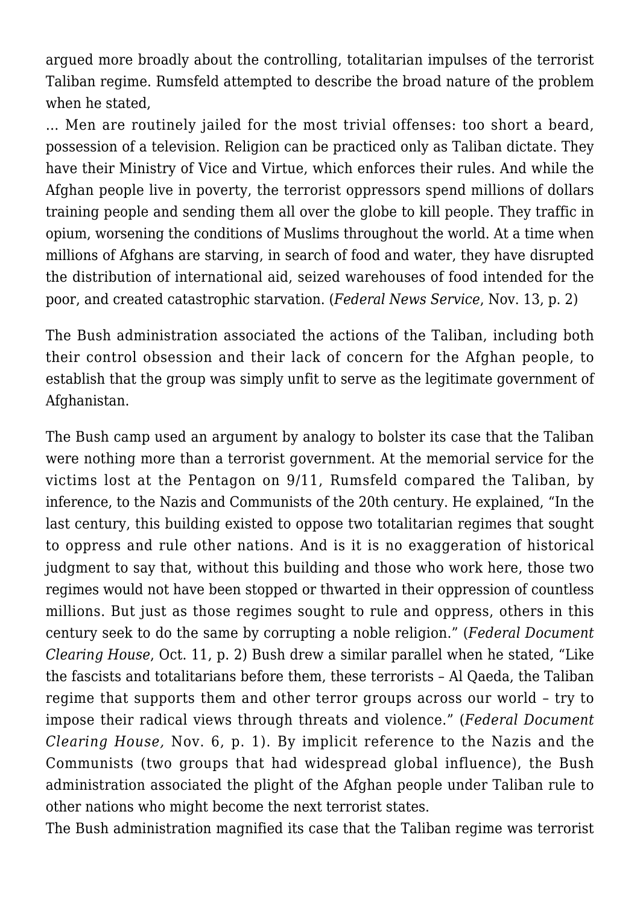argued more broadly about the controlling, totalitarian impulses of the terrorist Taliban regime. Rumsfeld attempted to describe the broad nature of the problem when he stated,

… Men are routinely jailed for the most trivial offenses: too short a beard, possession of a television. Religion can be practiced only as Taliban dictate. They have their Ministry of Vice and Virtue, which enforces their rules. And while the Afghan people live in poverty, the terrorist oppressors spend millions of dollars training people and sending them all over the globe to kill people. They traffic in opium, worsening the conditions of Muslims throughout the world. At a time when millions of Afghans are starving, in search of food and water, they have disrupted the distribution of international aid, seized warehouses of food intended for the poor, and created catastrophic starvation. (*Federal News Service*, Nov. 13, p. 2)

The Bush administration associated the actions of the Taliban, including both their control obsession and their lack of concern for the Afghan people, to establish that the group was simply unfit to serve as the legitimate government of Afghanistan.

The Bush camp used an argument by analogy to bolster its case that the Taliban were nothing more than a terrorist government. At the memorial service for the victims lost at the Pentagon on 9/11, Rumsfeld compared the Taliban, by inference, to the Nazis and Communists of the 20th century. He explained, "In the last century, this building existed to oppose two totalitarian regimes that sought to oppress and rule other nations. And is it is no exaggeration of historical judgment to say that, without this building and those who work here, those two regimes would not have been stopped or thwarted in their oppression of countless millions. But just as those regimes sought to rule and oppress, others in this century seek to do the same by corrupting a noble religion." (*Federal Document Clearing House*, Oct. 11, p. 2) Bush drew a similar parallel when he stated, "Like the fascists and totalitarians before them, these terrorists – Al Qaeda, the Taliban regime that supports them and other terror groups across our world – try to impose their radical views through threats and violence." (*Federal Document Clearing House,* Nov. 6, p. 1). By implicit reference to the Nazis and the Communists (two groups that had widespread global influence), the Bush administration associated the plight of the Afghan people under Taliban rule to other nations who might become the next terrorist states.

The Bush administration magnified its case that the Taliban regime was terrorist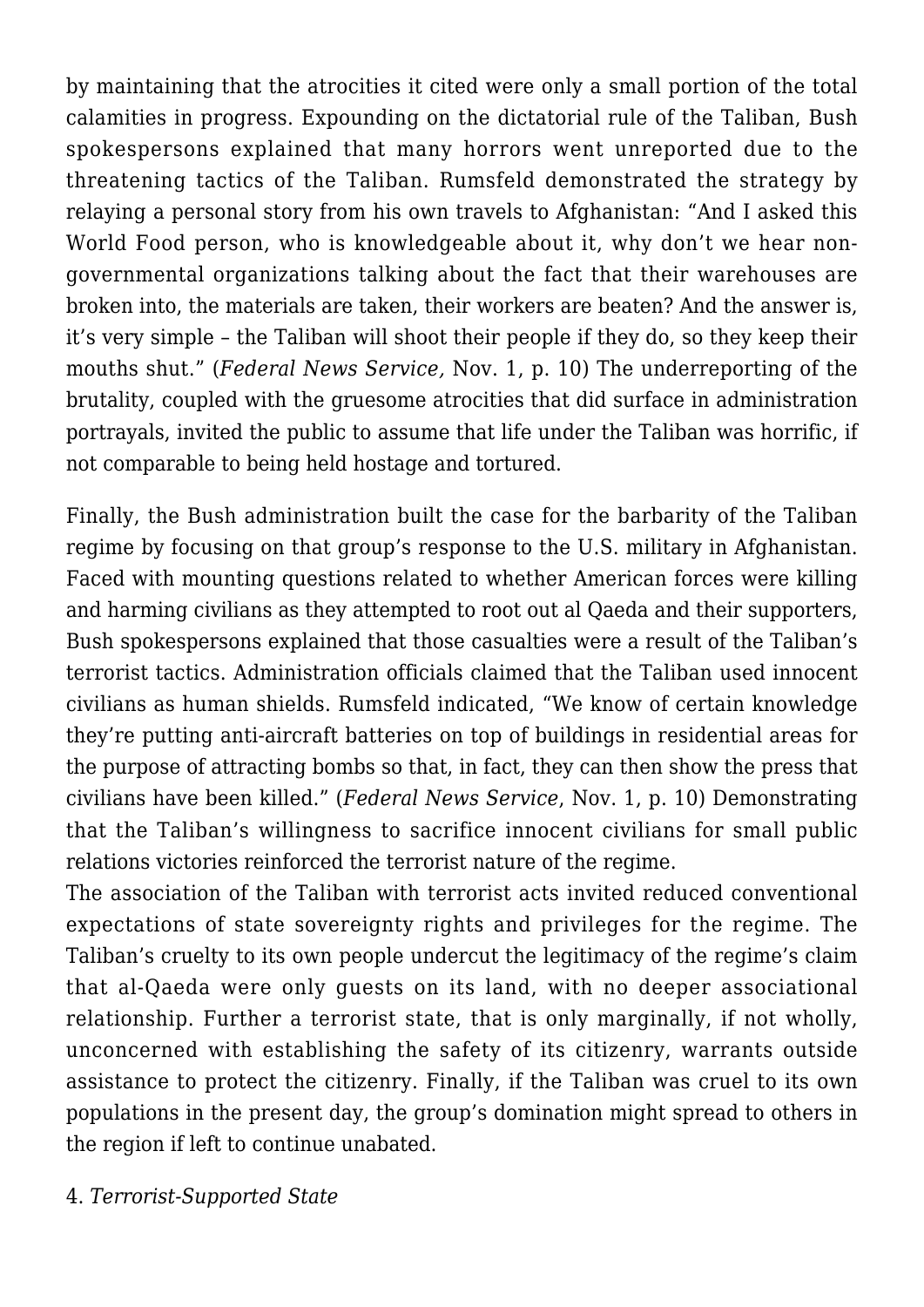by maintaining that the atrocities it cited were only a small portion of the total calamities in progress. Expounding on the dictatorial rule of the Taliban, Bush spokespersons explained that many horrors went unreported due to the threatening tactics of the Taliban. Rumsfeld demonstrated the strategy by relaying a personal story from his own travels to Afghanistan: "And I asked this World Food person, who is knowledgeable about it, why don't we hear non-governmental organizations talking about the fact that their warehouses are broken into, the materials are taken, their workers are beaten? And the answer is, it's very simple – the Taliban will shoot their people if they do, so they keep their mouths shut." (*Federal News Service,* Nov. 1, p. 10) The underreporting of the brutality, coupled with the gruesome atrocities that did surface in administration portrayals, invited the public to assume that life under the Taliban was horrific, if not comparable to being held hostage and tortured.

Finally, the Bush administration built the case for the barbarity of the Taliban regime by focusing on that group's response to the U.S. military in Afghanistan. Faced with mounting questions related to whether American forces were killing and harming civilians as they attempted to root out al Qaeda and their supporters, Bush spokespersons explained that those casualties were a result of the Taliban's terrorist tactics. Administration officials claimed that the Taliban used innocent civilians as human shields. Rumsfeld indicated, "We know of certain knowledge they're putting anti-aircraft batteries on top of buildings in residential areas for the purpose of attracting bombs so that, in fact, they can then show the press that civilians have been killed." (*Federal News Service*, Nov. 1, p. 10) Demonstrating that the Taliban's willingness to sacrifice innocent civilians for small public relations victories reinforced the terrorist nature of the regime.

The association of the Taliban with terrorist acts invited reduced conventional expectations of state sovereignty rights and privileges for the regime. The Taliban's cruelty to its own people undercut the legitimacy of the regime's claim that al-Qaeda were only guests on its land, with no deeper associational relationship. Further a terrorist state, that is only marginally, if not wholly, unconcerned with establishing the safety of its citizenry, warrants outside assistance to protect the citizenry. Finally, if the Taliban was cruel to its own populations in the present day, the group's domination might spread to others in the region if left to continue unabated.

4. *Terrorist-Supported State*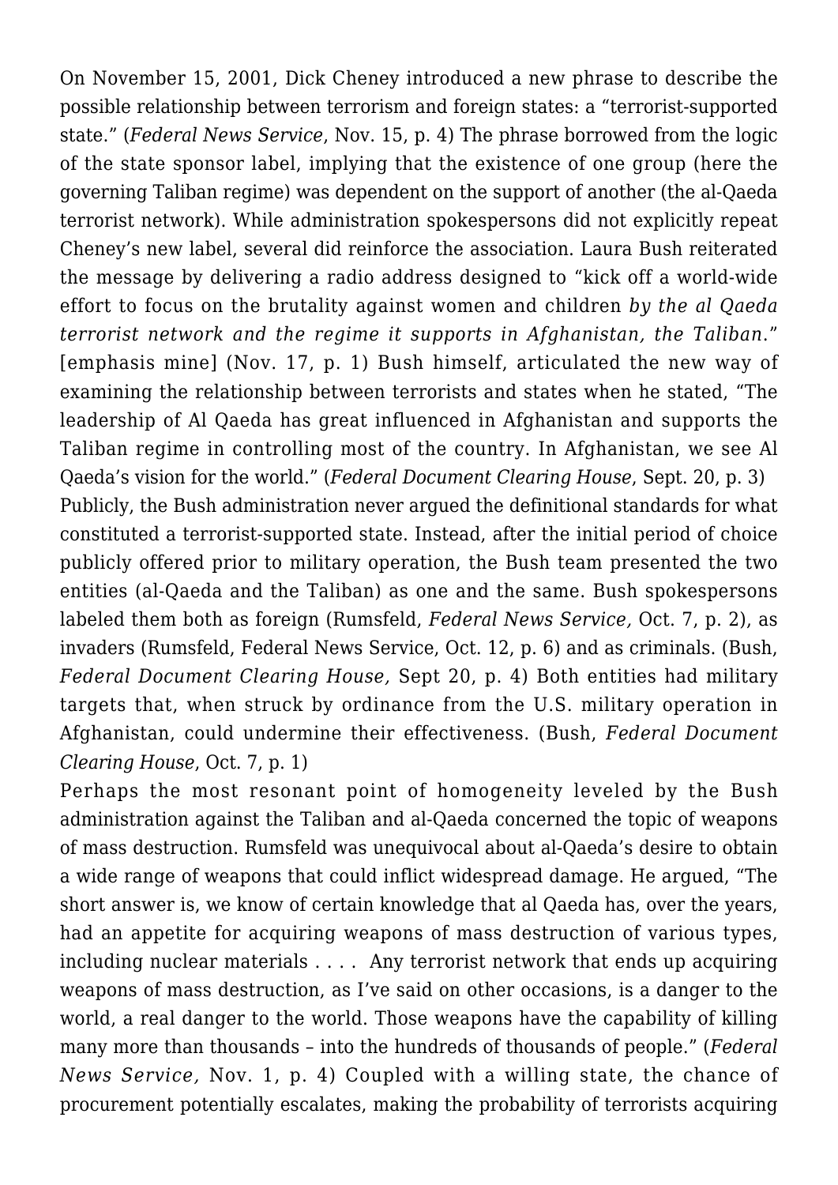On November 15, 2001, Dick Cheney introduced a new phrase to describe the possible relationship between terrorism and foreign states: a "terrorist-supported state." (*Federal News Service*, Nov. 15, p. 4) The phrase borrowed from the logic of the state sponsor label, implying that the existence of one group (here the governing Taliban regime) was dependent on the support of another (the al-Qaeda terrorist network). While administration spokespersons did not explicitly repeat Cheney's new label, several did reinforce the association. Laura Bush reiterated the message by delivering a radio address designed to "kick off a world-wide effort to focus on the brutality against women and children *by the al Qaeda terrorist network and the regime it supports in Afghanistan, the Taliban*." [emphasis mine] (Nov. 17, p. 1) Bush himself, articulated the new way of examining the relationship between terrorists and states when he stated, "The leadership of Al Qaeda has great influenced in Afghanistan and supports the Taliban regime in controlling most of the country. In Afghanistan, we see Al Qaeda's vision for the world." (*Federal Document Clearing House*, Sept. 20, p. 3)

Publicly, the Bush administration never argued the definitional standards for what constituted a terrorist-supported state. Instead, after the initial period of choice publicly offered prior to military operation, the Bush team presented the two entities (al-Qaeda and the Taliban) as one and the same. Bush spokespersons labeled them both as foreign (Rumsfeld, *Federal News Service,* Oct. 7, p. 2), as invaders (Rumsfeld, Federal News Service, Oct. 12, p. 6) and as criminals. (Bush, *Federal Document Clearing House,* Sept 20, p. 4) Both entities had military targets that, when struck by ordinance from the U.S. military operation in Afghanistan, could undermine their effectiveness. (Bush, *Federal Document Clearing House*, Oct. 7, p. 1)

Perhaps the most resonant point of homogeneity leveled by the Bush administration against the Taliban and al-Qaeda concerned the topic of weapons of mass destruction. Rumsfeld was unequivocal about al-Qaeda's desire to obtain a wide range of weapons that could inflict widespread damage. He argued, "The short answer is, we know of certain knowledge that al Qaeda has, over the years, had an appetite for acquiring weapons of mass destruction of various types, including nuclear materials . . . . Any terrorist network that ends up acquiring weapons of mass destruction, as I've said on other occasions, is a danger to the world, a real danger to the world. Those weapons have the capability of killing many more than thousands – into the hundreds of thousands of people." (*Federal News Service,* Nov. 1, p. 4) Coupled with a willing state, the chance of procurement potentially escalates, making the probability of terrorists acquiring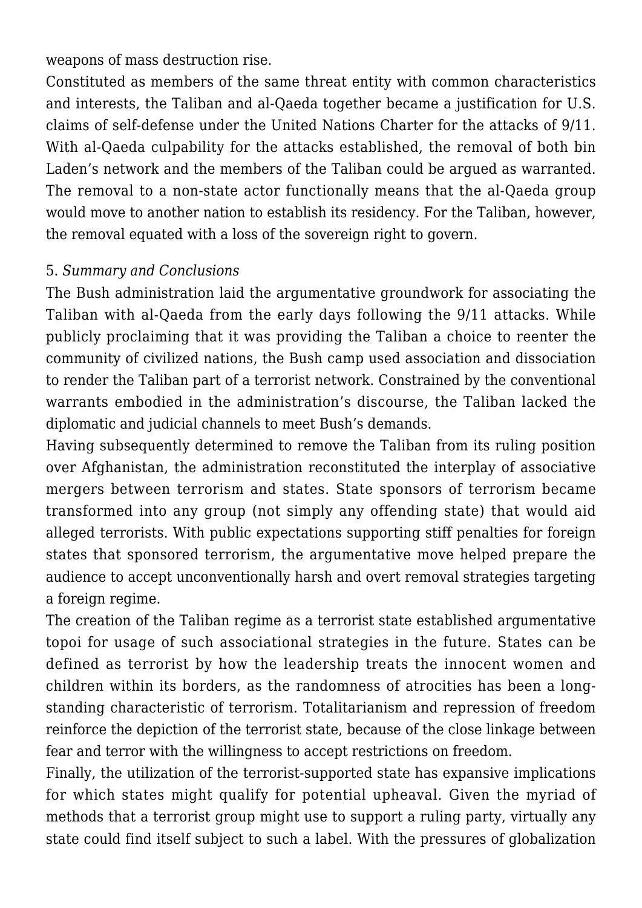weapons of mass destruction rise.

Constituted as members of the same threat entity with common characteristics and interests, the Taliban and al-Qaeda together became a justification for U.S. claims of self-defense under the United Nations Charter for the attacks of 9/11. With al-Qaeda culpability for the attacks established, the removal of both bin Laden's network and the members of the Taliban could be argued as warranted. The removal to a non-state actor functionally means that the al-Qaeda group would move to another nation to establish its residency. For the Taliban, however, the removal equated with a loss of the sovereign right to govern.

## 5. *Summary and Conclusions*

The Bush administration laid the argumentative groundwork for associating the Taliban with al-Qaeda from the early days following the 9/11 attacks. While publicly proclaiming that it was providing the Taliban a choice to reenter the community of civilized nations, the Bush camp used association and dissociation to render the Taliban part of a terrorist network. Constrained by the conventional warrants embodied in the administration's discourse, the Taliban lacked the diplomatic and judicial channels to meet Bush's demands.

Having subsequently determined to remove the Taliban from its ruling position over Afghanistan, the administration reconstituted the interplay of associative mergers between terrorism and states. State sponsors of terrorism became transformed into any group (not simply any offending state) that would aid alleged terrorists. With public expectations supporting stiff penalties for foreign states that sponsored terrorism, the argumentative move helped prepare the audience to accept unconventionally harsh and overt removal strategies targeting a foreign regime.

The creation of the Taliban regime as a terrorist state established argumentative topoi for usage of such associational strategies in the future. States can be defined as terrorist by how the leadership treats the innocent women and children within its borders, as the randomness of atrocities has been a long-standing characteristic of terrorism. Totalitarianism and repression of freedom reinforce the depiction of the terrorist state, because of the close linkage between fear and terror with the willingness to accept restrictions on freedom.

Finally, the utilization of the terrorist-supported state has expansive implications for which states might qualify for potential upheaval. Given the myriad of methods that a terrorist group might use to support a ruling party, virtually any state could find itself subject to such a label. With the pressures of globalization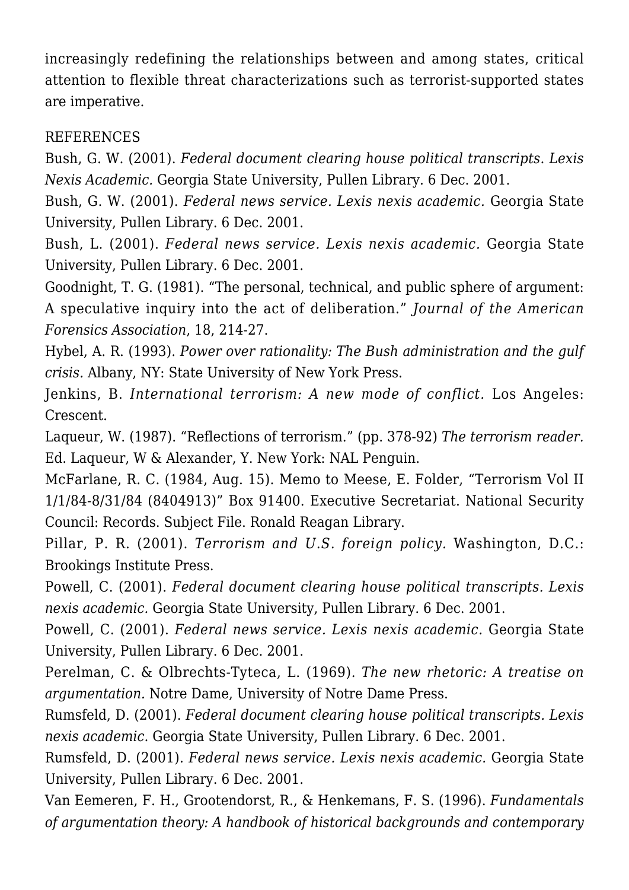increasingly redefining the relationships between and among states, critical attention to flexible threat characterizations such as terrorist-supported states are imperative.

REFERENCES

Bush, G. W. (2001). *Federal document clearing house political transcripts. Lexis Nexis Academic.* Georgia State University, Pullen Library. 6 Dec. 2001.

Bush, G. W. (2001). *Federal news service. Lexis nexis academic.* Georgia State University, Pullen Library. 6 Dec. 2001.

Bush, L. (2001). *Federal news service. Lexis nexis academic.* Georgia State University, Pullen Library. 6 Dec. 2001.

Goodnight, T. G. (1981). "The personal, technical, and public sphere of argument: A speculative inquiry into the act of deliberation." *Journal of the American Forensics Association*, 18, 214-27.

Hybel, A. R. (1993). *Power over rationality: The Bush administration and the gulf crisis.* Albany, NY: State University of New York Press.

Jenkins, B. *International terrorism: A new mode of conflict.* Los Angeles: Crescent.

Laqueur, W. (1987). "Reflections of terrorism." (pp. 378-92) *The terrorism reader.* Ed. Laqueur, W & Alexander, Y. New York: NAL Penguin.

McFarlane, R. C. (1984, Aug. 15). Memo to Meese, E. Folder, "Terrorism Vol II 1/1/84-8/31/84 (8404913)" Box 91400. Executive Secretariat. National Security Council: Records. Subject File. Ronald Reagan Library.

Pillar, P. R. (2001). *Terrorism and U.S. foreign policy.* Washington, D.C.: Brookings Institute Press.

Powell, C. (2001). *Federal document clearing house political transcripts. Lexis nexis academic.* Georgia State University, Pullen Library. 6 Dec. 2001.

Powell, C. (2001). *Federal news service. Lexis nexis academic.* Georgia State University, Pullen Library. 6 Dec. 2001.

Perelman, C. & Olbrechts-Tyteca, L. (1969). *The new rhetoric: A treatise on argumentation.* Notre Dame, University of Notre Dame Press.

Rumsfeld, D. (2001). *Federal document clearing house political transcripts. Lexis nexis academic.* Georgia State University, Pullen Library. 6 Dec. 2001.

Rumsfeld, D. (2001). *Federal news service. Lexis nexis academic.* Georgia State University, Pullen Library. 6 Dec. 2001.

Van Eemeren, F. H., Grootendorst, R., & Henkemans, F. S. (1996). *Fundamentals of argumentation theory: A handbook of historical backgrounds and contemporary*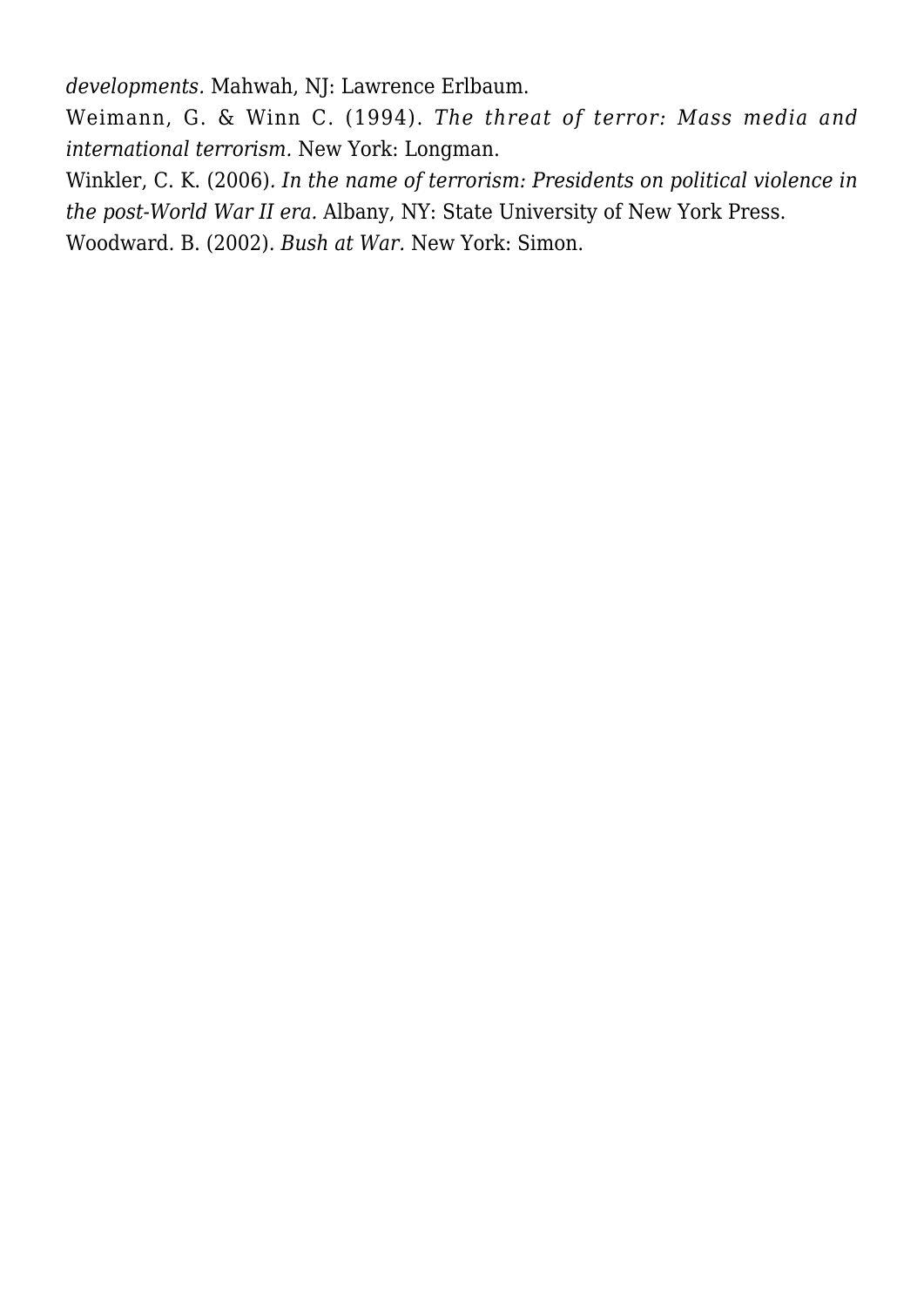*developments.* Mahwah, NJ: Lawrence Erlbaum.

Weimann, G. & Winn C. (1994). *The threat of terror: Mass media and international terrorism.* New York: Longman.

Winkler, C. K. (2006). *In the name of terrorism: Presidents on political violence in the post-World War II era.* Albany, NY: State University of New York Press.

Woodward. B. (2002). *Bush at War.* New York: Simon.